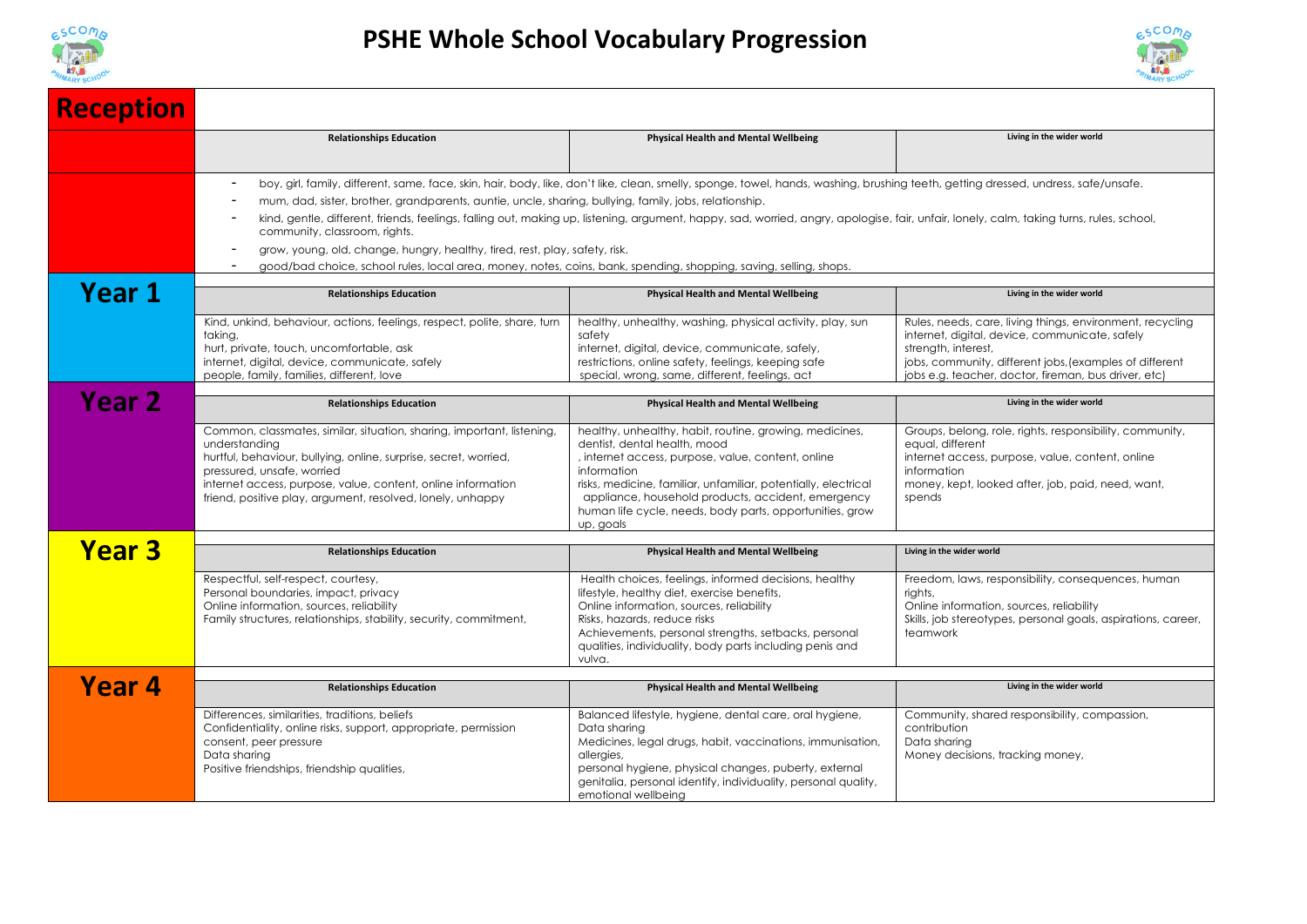# PSHE Whole School Vocabulary Progression

| | Relationships Education | Physical Health and Mental Wellbeing | Living in the wider world |
|---|---|---|---|
| **Reception** | - boy, girl, family, different, same, face, skin, hair, body, like, don't like, clean, smelly, sponge, towel, hands, washing, brushing teeth, getting dressed, undress, safe/unsafe.<br>- mum, dad, sister, brother, grandparents, auntie, uncle, sharing, bullying, family, jobs, relationship.<br>- kind, gentle, different, friends, feelings, falling out, making up, listening, argument, happy, sad, worried, angry, apologise, fair, unfair, lonely, calm, taking turns, rules, school, community, classroom, rights.<br>- grow, young, old, change, hungry, healthy, tired, rest, play, safety, risk.<br>- good/bad choice, school rules, local area, money, notes, coins, bank, spending, shopping, saving, selling, shops. | | |
| **Year 1** | Kind, unkind, behaviour, actions, feelings, respect, polite, share, turn taking,<br>hurt, private, touch, uncomfortable, ask<br>internet, digital, device, communicate, safely<br>people, family, families, different, love | healthy, unhealthy, washing, physical activity, play, sun safety<br>internet, digital, device, communicate, safely,<br>restrictions, online safety, feelings, keeping safe<br>special, wrong, same, different, feelings, act | Rules, needs, care, living things, environment, recycling<br>internet, digital, device, communicate, safely<br>strength, interest,<br>jobs, community, different jobs,(examples of different jobs e.g. teacher, doctor, fireman, bus driver, etc) |
| **Year 2** | Common, classmates, similar, situation, sharing, important, listening, understanding<br>hurtful, behaviour, bullying, online, surprise, secret, worried, pressured, unsafe, worried<br>internet access, purpose, value, content, online information<br>friend, positive play, argument, resolved, lonely, unhappy | healthy, unhealthy, habit, routine, growing, medicines, dentist, dental health, mood<br>, internet access, purpose, value, content, online information<br>risks, medicine, familiar, unfamiliar, potentially, electrical appliance, household products, accident, emergency<br>human life cycle, needs, body parts, opportunities, grow up, goals | Groups, belong, role, rights, responsibility, community, equal, different<br>internet access, purpose, value, content, online information<br>money, kept, looked after, job, paid, need, want, spends |
| **Year 3** | Respectful, self-respect, courtesy,<br>Personal boundaries, impact, privacy<br>Online information, sources, reliability<br>Family structures, relationships, stability, security, commitment, | Health choices, feelings, informed decisions, healthy lifestyle, healthy diet, exercise benefits,<br>Online information, sources, reliability<br>Risks, hazards, reduce risks<br>Achievements, personal strengths, setbacks, personal qualities, individuality, body parts including penis and vulva. | Freedom, laws, responsibility, consequences, human rights,<br>Online information, sources, reliability<br>Skills, job stereotypes, personal goals, aspirations, career, teamwork |
| **Year 4** | Differences, similarities, traditions, beliefs<br>Confidentiality, online risks, support, appropriate, permission<br>consent, peer pressure<br>Data sharing<br>Positive friendships, friendship qualities, | Balanced lifestyle, hygiene, dental care, oral hygiene,<br>Data sharing<br>Medicines, legal drugs, habit, vaccinations, immunisation, allergies,<br>personal hygiene, physical changes, puberty, external genitalia, personal identify, individuality, personal quality, emotional wellbeing | Community, shared responsibility, compassion, contribution<br>Data sharing<br>Money decisions, tracking money, |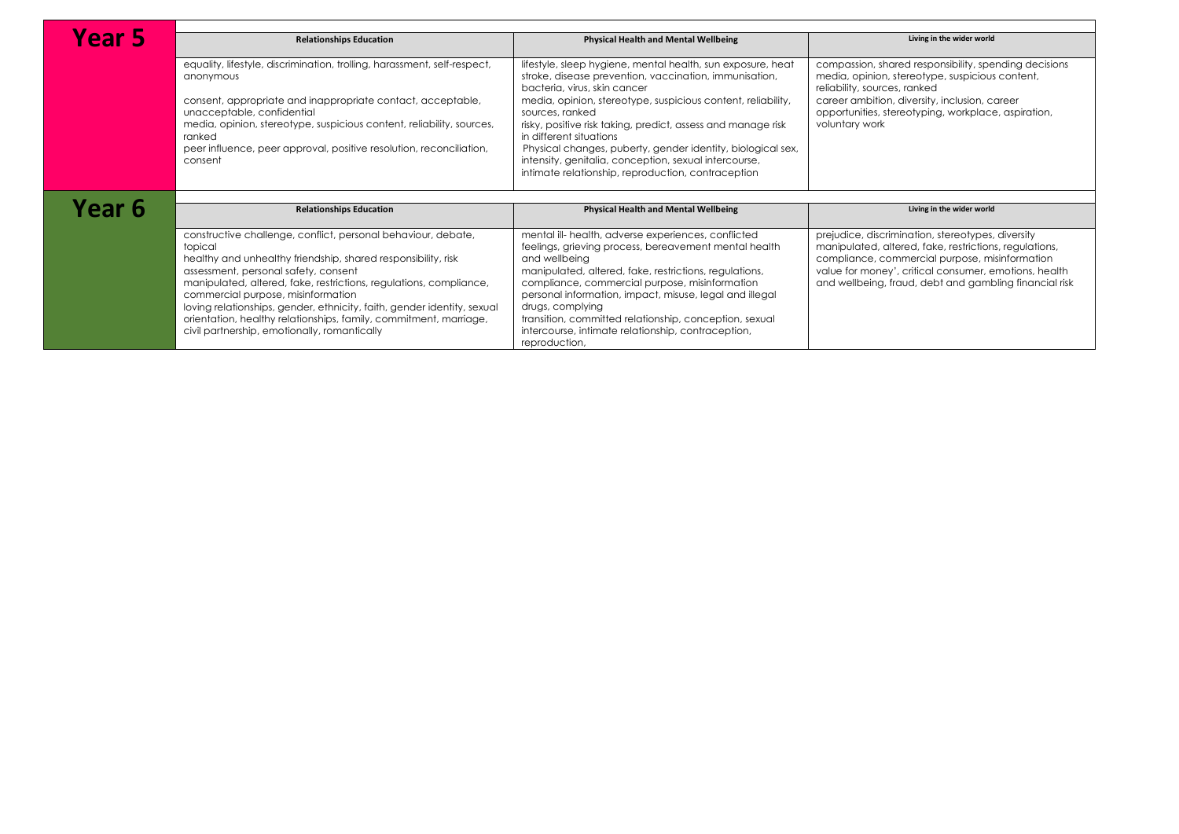| | Relationships Education | Physical Health and Mental Wellbeing | Living in the wider world |
|---|---|---|---|
| **Year 5** | equality, lifestyle, discrimination, trolling, harassment, self-respect, anonymous<br><br>consent, appropriate and inappropriate contact, acceptable, unacceptable, confidential<br>media, opinion, stereotype, suspicious content, reliability, sources, ranked<br>peer influence, peer approval, positive resolution, reconciliation, consent | lifestyle, sleep hygiene, mental health, sun exposure, heat stroke, disease prevention, vaccination, immunisation, bacteria, virus, skin cancer<br>media, opinion, stereotype, suspicious content, reliability, sources, ranked<br>risky, positive risk taking, predict, assess and manage risk in different situations<br>Physical changes, puberty, gender identity, biological sex, intensity, genitalia, conception, sexual intercourse, intimate relationship, reproduction, contraception | compassion, shared responsibility, spending decisions media, opinion, stereotype, suspicious content, reliability, sources, ranked<br>career ambition, diversity, inclusion, career opportunities, stereotyping, workplace, aspiration, voluntary work |
| **Year 6** | constructive challenge, conflict, personal behaviour, debate, topical<br>healthy and unhealthy friendship, shared responsibility, risk assessment, personal safety, consent<br>manipulated, altered, fake, restrictions, regulations, compliance, commercial purpose, misinformation<br>loving relationships, gender, ethnicity, faith, gender identity, sexual orientation, healthy relationships, family, commitment, marriage, civil partnership, emotionally, romantically | mental ill- health, adverse experiences, conflicted feelings, grieving process, bereavement mental health and wellbeing<br>manipulated, altered, fake, restrictions, regulations, compliance, commercial purpose, misinformation<br>personal information, impact, misuse, legal and illegal drugs, complying<br>transition, committed relationship, conception, sexual intercourse, intimate relationship, contraception, reproduction, | prejudice, discrimination, stereotypes, diversity manipulated, altered, fake, restrictions, regulations, compliance, commercial purpose, misinformation value for money', critical consumer, emotions, health and wellbeing, fraud, debt and gambling financial risk |